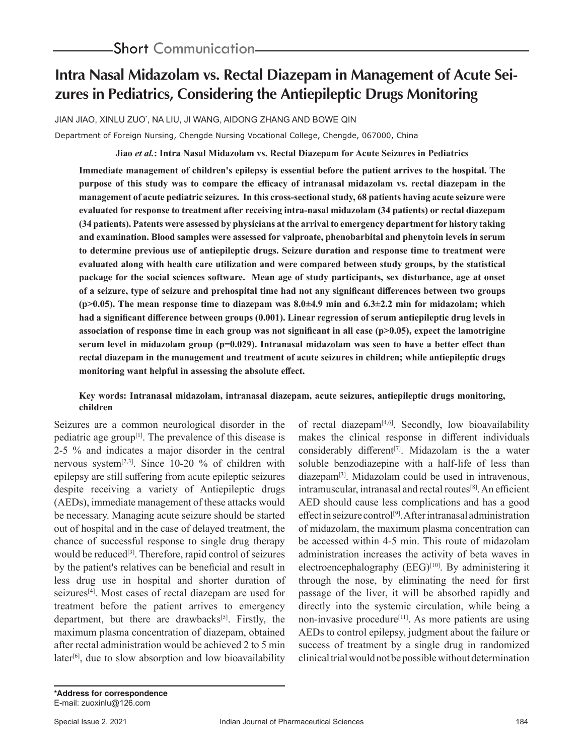Short Communication

# Intra Nasal Midazolam vs. Rectal Diazepam in Management of Acute Seizures in Pediatrics, Considering the Antiepileptic Drugs Monitoring

JIAN JIAO, XINLU ZUO*, NA LIU, JI WANG, AIDONG ZHANG AND BOWE QIN

Department of Foreign Nursing, Chengde Nursing Vocational College, Chengde, 067000, China

**Jiao *et al.*: Intra Nasal Midazolam vs. Rectal Diazepam for Acute Seizures in Pediatrics**

**Immediate management of children's epilepsy is essential before the patient arrives to the hospital. The purpose of this study was to compare the efficacy of intranasal midazolam vs. rectal diazepam in the management of acute pediatric seizures. In this cross-sectional study, 68 patients having acute seizure were evaluated for response to treatment after receiving intra-nasal midazolam (34 patients) or rectal diazepam (34 patients). Patents were assessed by physicians at the arrival to emergency department for history taking and examination. Blood samples were assessed for valproate, phenobarbital and phenytoin levels in serum to determine previous use of antiepileptic drugs. Seizure duration and response time to treatment were evaluated along with health care utilization and were compared between study groups, by the statistical package for the social sciences software. Mean age of study participants, sex disturbance, age at onset of a seizure, type of seizure and prehospital time had not any significant differences between two groups (p>0.05). The mean response time to diazepam was 8.0±4.9 min and 6.3±2.2 min for midazolam; which had a significant difference between groups (0.001). Linear regression of serum antiepileptic drug levels in association of response time in each group was not significant in all case (p>0.05), expect the lamotrigine serum level in midazolam group (p=0.029). Intranasal midazolam was seen to have a better effect than rectal diazepam in the management and treatment of acute seizures in children; while antiepileptic drugs monitoring want helpful in assessing the absolute effect.**

**Key words: Intranasal midazolam, intranasal diazepam, acute seizures, antiepileptic drugs monitoring, children**

Seizures are a common neurological disorder in the pediatric age group[1]. The prevalence of this disease is 2-5 % and indicates a major disorder in the central nervous system[2,3]. Since 10-20 % of children with epilepsy are still suffering from acute epileptic seizures despite receiving a variety of Antiepileptic drugs (AEDs), immediate management of these attacks would be necessary. Managing acute seizure should be started out of hospital and in the case of delayed treatment, the chance of successful response to single drug therapy would be reduced[3]. Therefore, rapid control of seizures by the patient's relatives can be beneficial and result in less drug use in hospital and shorter duration of seizures[4]. Most cases of rectal diazepam are used for treatment before the patient arrives to emergency department, but there are drawbacks[5]. Firstly, the maximum plasma concentration of diazepam, obtained after rectal administration would be achieved 2 to 5 min later[6], due to slow absorption and low bioavailability of rectal diazepam[4,6]. Secondly, low bioavailability makes the clinical response in different individuals considerably different[7]. Midazolam is the a water soluble benzodiazepine with a half-life of less than diazepam[3]. Midazolam could be used in intravenous, intramuscular, intranasal and rectal routes[8]. An efficient AED should cause less complications and has a good effect in seizure control[9]. After intranasal administration of midazolam, the maximum plasma concentration can be accessed within 4-5 min. This route of midazolam administration increases the activity of beta waves in electroencephalography (EEG)[10]. By administering it through the nose, by eliminating the need for first passage of the liver, it will be absorbed rapidly and directly into the systemic circulation, while being a non-invasive procedure[11]. As more patients are using AEDs to control epilepsy, judgment about the failure or success of treatment by a single drug in randomized clinical trial would not be possible without determination

**\*Address for correspondence**
E-mail: zuoxinlu@126.com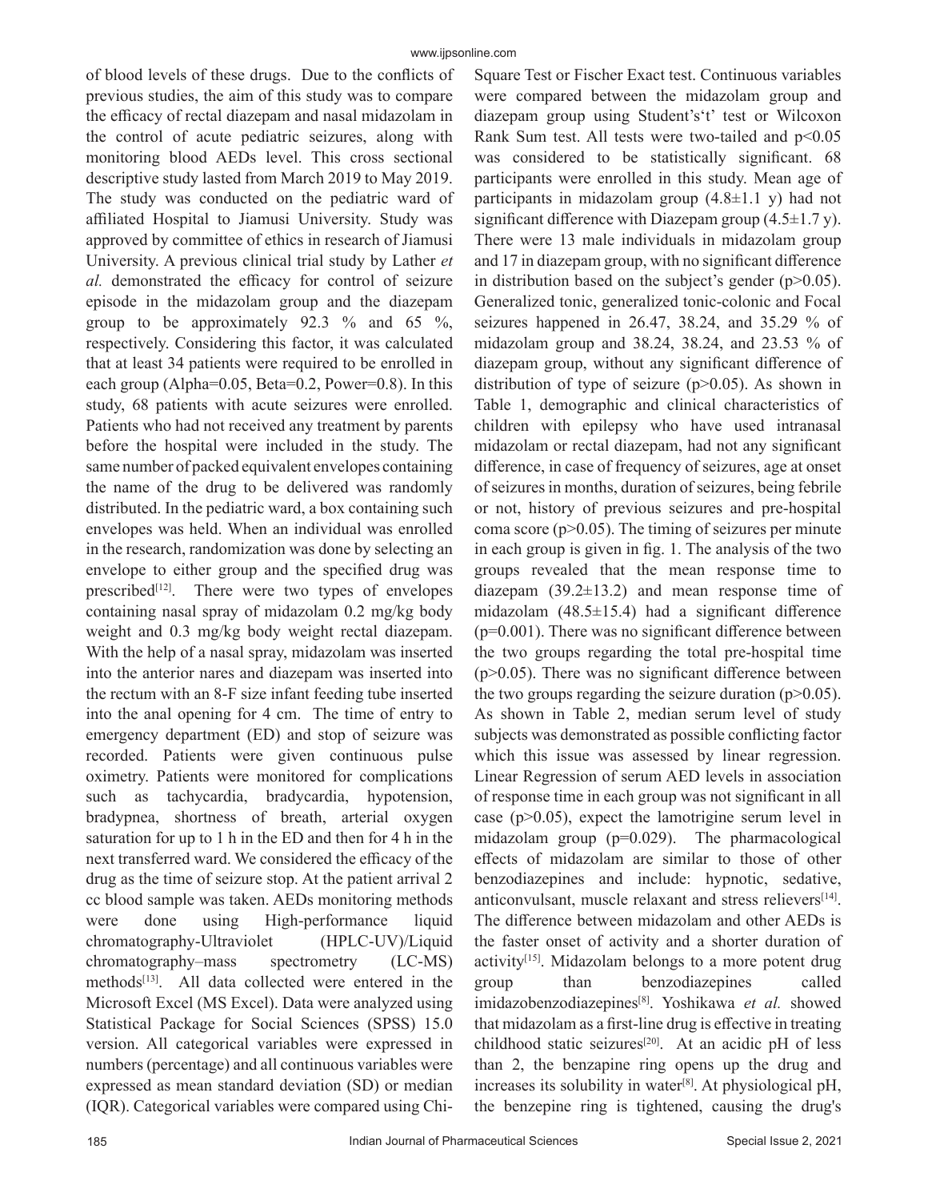of blood levels of these drugs. Due to the conflicts of previous studies, the aim of this study was to compare the efficacy of rectal diazepam and nasal midazolam in the control of acute pediatric seizures, along with monitoring blood AEDs level. This cross sectional descriptive study lasted from March 2019 to May 2019. The study was conducted on the pediatric ward of affiliated Hospital to Jiamusi University. Study was approved by committee of ethics in research of Jiamusi University. A previous clinical trial study by Lather *et al.* demonstrated the efficacy for control of seizure episode in the midazolam group and the diazepam group to be approximately 92.3 % and 65 %, respectively. Considering this factor, it was calculated that at least 34 patients were required to be enrolled in each group (Alpha=0.05, Beta=0.2, Power=0.8). In this study, 68 patients with acute seizures were enrolled. Patients who had not received any treatment by parents before the hospital were included in the study. The same number of packed equivalent envelopes containing the name of the drug to be delivered was randomly distributed. In the pediatric ward, a box containing such envelopes was held. When an individual was enrolled in the research, randomization was done by selecting an envelope to either group and the specified drug was prescribed[12]. There were two types of envelopes containing nasal spray of midazolam 0.2 mg/kg body weight and 0.3 mg/kg body weight rectal diazepam. With the help of a nasal spray, midazolam was inserted into the anterior nares and diazepam was inserted into the rectum with an 8-F size infant feeding tube inserted into the anal opening for 4 cm. The time of entry to emergency department (ED) and stop of seizure was recorded. Patients were given continuous pulse oximetry. Patients were monitored for complications such as tachycardia, bradycardia, hypotension, bradypnea, shortness of breath, arterial oxygen saturation for up to 1 h in the ED and then for 4 h in the next transferred ward. We considered the efficacy of the drug as the time of seizure stop. At the patient arrival 2 cc blood sample was taken. AEDs monitoring methods were done using High-performance liquid chromatography-Ultraviolet (HPLC-UV)/Liquid chromatography–mass spectrometry (LC-MS) methods[13]. All data collected were entered in the Microsoft Excel (MS Excel). Data were analyzed using Statistical Package for Social Sciences (SPSS) 15.0 version. All categorical variables were expressed in numbers (percentage) and all continuous variables were expressed as mean standard deviation (SD) or median (IQR). Categorical variables were compared using Chi-Square Test or Fischer Exact test. Continuous variables were compared between the midazolam group and diazepam group using Student's't' test or Wilcoxon Rank Sum test. All tests were two-tailed and $p<0.05$ was considered to be statistically significant. 68 participants were enrolled in this study. Mean age of participants in midazolam group (4.8±1.1 y) had not significant difference with Diazepam group (4.5±1.7 y). There were 13 male individuals in midazolam group and 17 in diazepam group, with no significant difference in distribution based on the subject's gender ($p>0.05$). Generalized tonic, generalized tonic-colonic and Focal seizures happened in 26.47, 38.24, and 35.29 % of midazolam group and 38.24, 38.24, and 23.53 % of diazepam group, without any significant difference of distribution of type of seizure ($p>0.05$). As shown in Table 1, demographic and clinical characteristics of children with epilepsy who have used intranasal midazolam or rectal diazepam, had not any significant difference, in case of frequency of seizures, age at onset of seizures in months, duration of seizures, being febrile or not, history of previous seizures and pre-hospital coma score ($p>0.05$). The timing of seizures per minute in each group is given in fig. 1. The analysis of the two groups revealed that the mean response time to diazepam (39.2±13.2) and mean response time of midazolam (48.5±15.4) had a significant difference ($p=0.001$). There was no significant difference between the two groups regarding the total pre-hospital time ($p>0.05$). There was no significant difference between the two groups regarding the seizure duration ($p>0.05$). As shown in Table 2, median serum level of study subjects was demonstrated as possible conflicting factor which this issue was assessed by linear regression. Linear Regression of serum AED levels in association of response time in each group was not significant in all case ($p>0.05$), expect the lamotrigine serum level in midazolam group ($p=0.029$). The pharmacological effects of midazolam are similar to those of other benzodiazepines and include: hypnotic, sedative, anticonvulsant, muscle relaxant and stress relievers[14]. The difference between midazolam and other AEDs is the faster onset of activity and a shorter duration of activity[15]. Midazolam belongs to a more potent drug group than benzodiazepines called imidazobenzodiazepines[8]. Yoshikawa *et al.* showed that midazolam as a first-line drug is effective in treating childhood static seizures[20]. At an acidic pH of less than 2, the benzapine ring opens up the drug and increases its solubility in water[8]. At physiological pH, the benzepine ring is tightened, causing the drug's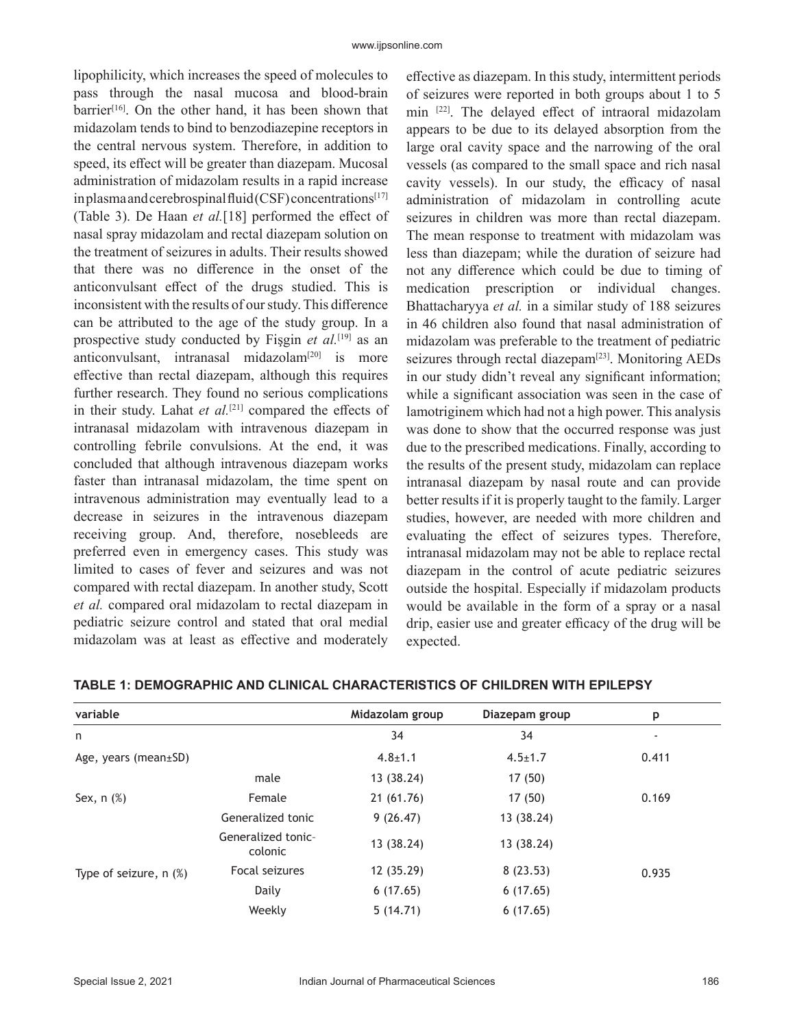lipophilicity, which increases the speed of molecules to pass through the nasal mucosa and blood-brain barrier[16]. On the other hand, it has been shown that midazolam tends to bind to benzodiazepine receptors in the central nervous system. Therefore, in addition to speed, its effect will be greater than diazepam. Mucosal administration of midazolam results in a rapid increase in plasma and cerebrospinal fluid (CSF) concentrations[17] (Table 3). De Haan *et al.*[18] performed the effect of nasal spray midazolam and rectal diazepam solution on the treatment of seizures in adults. Their results showed that there was no difference in the onset of the anticonvulsant effect of the drugs studied. This is inconsistent with the results of our study. This difference can be attributed to the age of the study group. In a prospective study conducted by Fişgin *et al.*[19] as an anticonvulsant, intranasal midazolam[20] is more effective than rectal diazepam, although this requires further research. They found no serious complications in their study. Lahat *et al.*[21] compared the effects of intranasal midazolam with intravenous diazepam in controlling febrile convulsions. At the end, it was concluded that although intravenous diazepam works faster than intranasal midazolam, the time spent on intravenous administration may eventually lead to a decrease in seizures in the intravenous diazepam receiving group. And, therefore, nosebleeds are preferred even in emergency cases. This study was limited to cases of fever and seizures and was not compared with rectal diazepam. In another study, Scott *et al.* compared oral midazolam to rectal diazepam in pediatric seizure control and stated that oral medial midazolam was at least as effective and moderately effective as diazepam. In this study, intermittent periods of seizures were reported in both groups about 1 to 5 min [22]. The delayed effect of intraoral midazolam appears to be due to its delayed absorption from the large oral cavity space and the narrowing of the oral vessels (as compared to the small space and rich nasal cavity vessels). In our study, the efficacy of nasal administration of midazolam in controlling acute seizures in children was more than rectal diazepam. The mean response to treatment with midazolam was less than diazepam; while the duration of seizure had not any difference which could be due to timing of medication prescription or individual changes. Bhattacharyya *et al.* in a similar study of 188 seizures in 46 children also found that nasal administration of midazolam was preferable to the treatment of pediatric seizures through rectal diazepam[23]. Monitoring AEDs in our study didn't reveal any significant information; while a significant association was seen in the case of lamotriginem which had not a high power. This analysis was done to show that the occurred response was just due to the prescribed medications. Finally, according to the results of the present study, midazolam can replace intranasal diazepam by nasal route and can provide better results if it is properly taught to the family. Larger studies, however, are needed with more children and evaluating the effect of seizures types. Therefore, intranasal midazolam may not be able to replace rectal diazepam in the control of acute pediatric seizures outside the hospital. Especially if midazolam products would be available in the form of a spray or a nasal drip, easier use and greater efficacy of the drug will be expected.

**TABLE 1: DEMOGRAPHIC AND CLINICAL CHARACTERISTICS OF CHILDREN WITH EPILEPSY**

| variable | | Midazolam group | Diazepam group | p |
|---|---|---|---|---|
| n | | 34 | 34 | - |
| Age, years (mean±SD) | | 4.8±1.1 | 4.5±1.7 | 0.411 |
| Sex, n (%) | male | 13 (38.24) | 17 (50) | 0.169 |
| | Female | 21 (61.76) | 17 (50) | |
| Type of seizure, n (%) | Generalized tonic | 9 (26.47) | 13 (38.24) | 0.935 |
| | Generalized tonic-colonic | 13 (38.24) | 13 (38.24) | |
| | Focal seizures | 12 (35.29) | 8 (23.53) | |
| | Daily | 6 (17.65) | 6 (17.65) | |
| | Weekly | 5 (14.71) | 6 (17.65) | |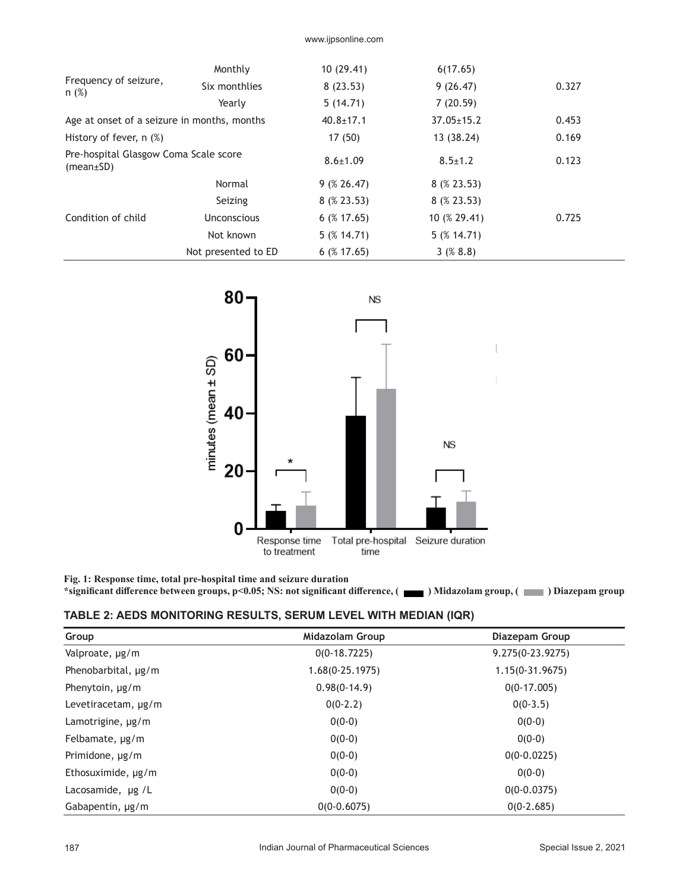| | | | | |
|---|---|---|---|---|
| Frequency of seizure, n (%) | Monthly | 10 (29.41) | 6(17.65) | 0.327 |
| | Six monthlies | 8 (23.53) | 9 (26.47) | |
| | Yearly | 5 (14.71) | 7 (20.59) | |
| Age at onset of a seizure in months, months | | 40.8±17.1 | 37.05±15.2 | 0.453 |
| History of fever, n (%) | | 17 (50) | 13 (38.24) | 0.169 |
| Pre-hospital Glasgow Coma Scale score (mean±SD) | | 8.6±1.09 | 8.5±1.2 | 0.123 |
| Condition of child | Normal | 9 (% 26.47) | 8 (% 23.53) | 0.725 |
| | Seizing | 8 (% 23.53) | 8 (% 23.53) | |
| | Unconscious | 6 (% 17.65) | 10 (% 29.41) | |
| | Not known | 5 (% 14.71) | 5 (% 14.71) | |
| | Not presented to ED | 6 (% 17.65) | 3 (% 8.8) | |

**Fig. 1: Response time, total pre-hospital time and seizure duration**
**\*significant difference between groups, $p<0.05$; NS: not significant difference, ( ▬ ) Midazolam group, ( ▬ ) Diazepam group**

**TABLE 2: AEDS MONITORING RESULTS, SERUM LEVEL WITH MEDIAN (IQR)**

| Group | Midazolam Group | Diazepam Group |
|---|---|---|
| Valproate, μg/m | 0(0-18.7225) | 9.275(0-23.9275) |
| Phenobarbital, μg/m | 1.68(0-25.1975) | 1.15(0-31.9675) |
| Phenytoin, μg/m | 0.98(0-14.9) | 0(0-17.005) |
| Levetiracetam, μg/m | 0(0-2.2) | 0(0-3.5) |
| Lamotrigine, μg/m | 0(0-0) | 0(0-0) |
| Felbamate, μg/m | 0(0-0) | 0(0-0) |
| Primidone, μg/m | 0(0-0) | 0(0-0.0225) |
| Ethosuximide, μg/m | 0(0-0) | 0(0-0) |
| Lacosamide, μg /L | 0(0-0) | 0(0-0.0375) |
| Gabapentin, μg/m | 0(0-0.6075) | 0(0-2.685) |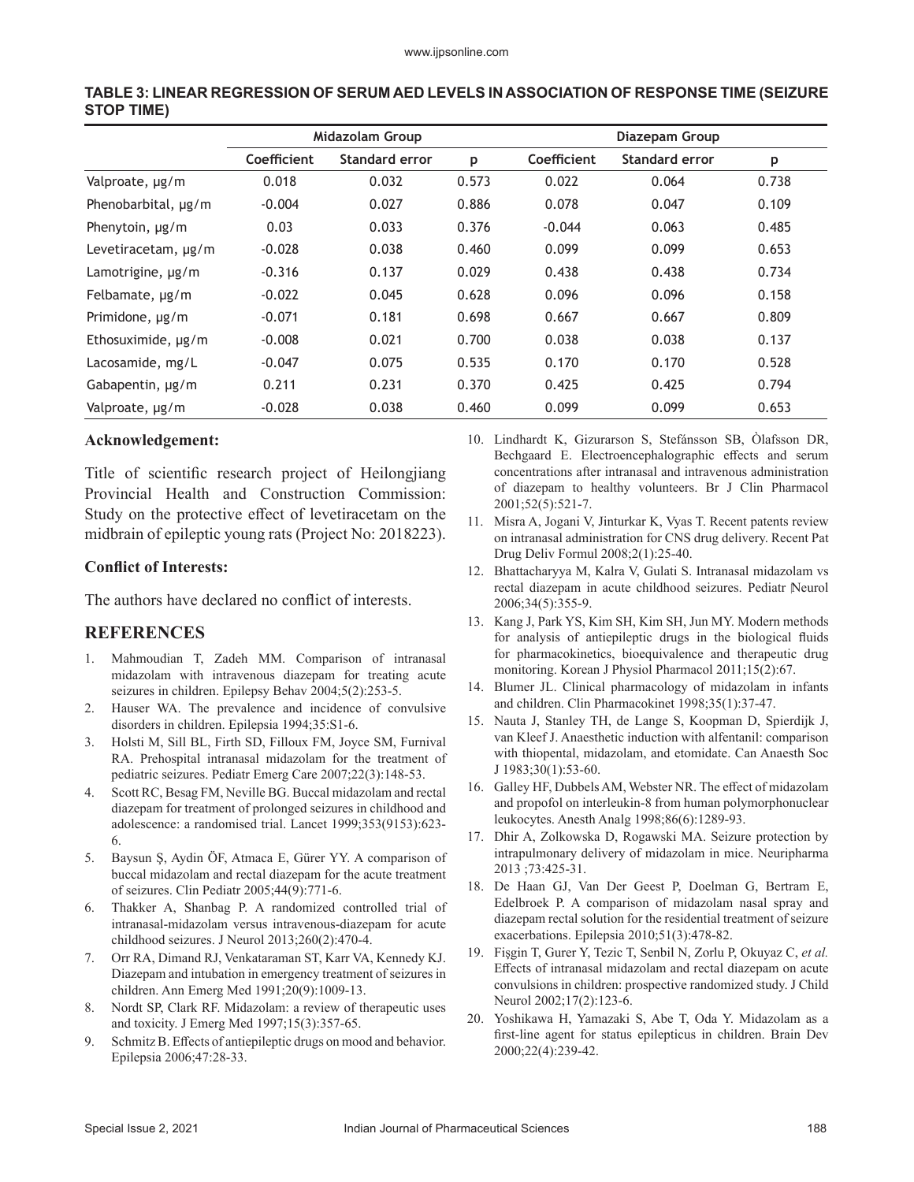**TABLE 3: LINEAR REGRESSION OF SERUM AED LEVELS IN ASSOCIATION OF RESPONSE TIME (SEIZURE STOP TIME)**

| | Midazolam Group | | | Diazepam Group | | |
|---|---|---|---|---|---|---|
| | Coefficient | Standard error | p | Coefficient | Standard error | p |
| Valproate, μg/m | 0.018 | 0.032 | 0.573 | 0.022 | 0.064 | 0.738 |
| Phenobarbital, μg/m | -0.004 | 0.027 | 0.886 | 0.078 | 0.047 | 0.109 |
| Phenytoin, μg/m | 0.03 | 0.033 | 0.376 | -0.044 | 0.063 | 0.485 |
| Levetiracetam, μg/m | -0.028 | 0.038 | 0.460 | 0.099 | 0.099 | 0.653 |
| Lamotrigine, μg/m | -0.316 | 0.137 | 0.029 | 0.438 | 0.438 | 0.734 |
| Felbamate, μg/m | -0.022 | 0.045 | 0.628 | 0.096 | 0.096 | 0.158 |
| Primidone, μg/m | -0.071 | 0.181 | 0.698 | 0.667 | 0.667 | 0.809 |
| Ethosuximide, μg/m | -0.008 | 0.021 | 0.700 | 0.038 | 0.038 | 0.137 |
| Lacosamide, mg/L | -0.047 | 0.075 | 0.535 | 0.170 | 0.170 | 0.528 |
| Gabapentin, μg/m | 0.211 | 0.231 | 0.370 | 0.425 | 0.425 | 0.794 |
| Valproate, μg/m | -0.028 | 0.038 | 0.460 | 0.099 | 0.099 | 0.653 |

### Acknowledgement:

Title of scientific research project of Heilongjiang Provincial Health and Construction Commission: Study on the protective effect of levetiracetam on the midbrain of epileptic young rats (Project No: 2018223).

### Conflict of Interests:

The authors have declared no conflict of interests.

## REFERENCES

1. Mahmoudian T, Zadeh MM. Comparison of intranasal midazolam with intravenous diazepam for treating acute seizures in children. Epilepsy Behav 2004;5(2):253-5.
2. Hauser WA. The prevalence and incidence of convulsive disorders in children. Epilepsia 1994;35:S1-6.
3. Holsti M, Sill BL, Firth SD, Filloux FM, Joyce SM, Furnival RA. Prehospital intranasal midazolam for the treatment of pediatric seizures. Pediatr Emerg Care 2007;22(3):148-53.
4. Scott RC, Besag FM, Neville BG. Buccal midazolam and rectal diazepam for treatment of prolonged seizures in childhood and adolescence: a randomised trial. Lancet 1999;353(9153):623-6.
5. Baysun Ş, Aydin ÖF, Atmaca E, Gürer YY. A comparison of buccal midazolam and rectal diazepam for the acute treatment of seizures. Clin Pediatr 2005;44(9):771-6.
6. Thakker A, Shanbag P. A randomized controlled trial of intranasal-midazolam versus intravenous-diazepam for acute childhood seizures. J Neurol 2013;260(2):470-4.
7. Orr RA, Dimand RJ, Venkataraman ST, Karr VA, Kennedy KJ. Diazepam and intubation in emergency treatment of seizures in children. Ann Emerg Med 1991;20(9):1009-13.
8. Nordt SP, Clark RF. Midazolam: a review of therapeutic uses and toxicity. J Emerg Med 1997;15(3):357-65.
9. Schmitz B. Effects of antiepileptic drugs on mood and behavior. Epilepsia 2006;47:28-33.
10. Lindhardt K, Gizurarson S, Stefánsson SB, Òlafsson DR, Bechgaard E. Electroencephalographic effects and serum concentrations after intranasal and intravenous administration of diazepam to healthy volunteers. Br J Clin Pharmacol 2001;52(5):521-7.
11. Misra A, Jogani V, Jinturkar K, Vyas T. Recent patents review on intranasal administration for CNS drug delivery. Recent Pat Drug Deliv Formul 2008;2(1):25-40.
12. Bhattacharyya M, Kalra V, Gulati S. Intranasal midazolam vs rectal diazepam in acute childhood seizures. Pediatr Neurol 2006;34(5):355-9.
13. Kang J, Park YS, Kim SH, Kim SH, Jun MY. Modern methods for analysis of antiepileptic drugs in the biological fluids for pharmacokinetics, bioequivalence and therapeutic drug monitoring. Korean J Physiol Pharmacol 2011;15(2):67.
14. Blumer JL. Clinical pharmacology of midazolam in infants and children. Clin Pharmacokinet 1998;35(1):37-47.
15. Nauta J, Stanley TH, de Lange S, Koopman D, Spierdijk J, van Kleef J. Anaesthetic induction with alfentanil: comparison with thiopental, midazolam, and etomidate. Can Anaesth Soc J 1983;30(1):53-60.
16. Galley HF, Dubbels AM, Webster NR. The effect of midazolam and propofol on interleukin-8 from human polymorphonuclear leukocytes. Anesth Analg 1998;86(6):1289-93.
17. Dhir A, Zolkowska D, Rogawski MA. Seizure protection by intrapulmonary delivery of midazolam in mice. Neuripharma 2013 ;73:425-31.
18. De Haan GJ, Van Der Geest P, Doelman G, Bertram E, Edelbroek P. A comparison of midazolam nasal spray and diazepam rectal solution for the residential treatment of seizure exacerbations. Epilepsia 2010;51(3):478-82.
19. Fişgin T, Gurer Y, Tezic T, Senbil N, Zorlu P, Okuyaz C, *et al.* Effects of intranasal midazolam and rectal diazepam on acute convulsions in children: prospective randomized study. J Child Neurol 2002;17(2):123-6.
20. Yoshikawa H, Yamazaki S, Abe T, Oda Y. Midazolam as a first-line agent for status epilepticus in children. Brain Dev 2000;22(4):239-42.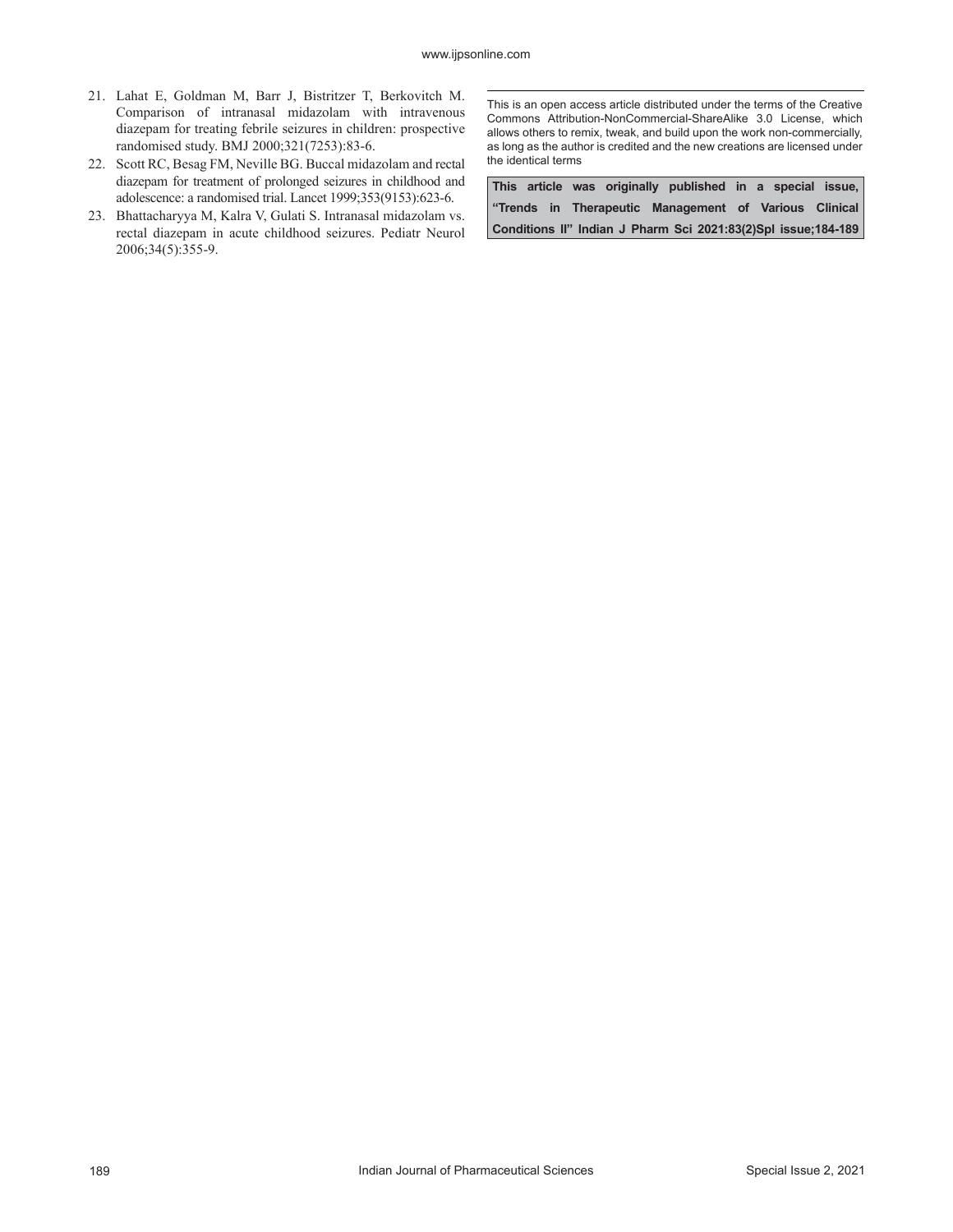21. Lahat E, Goldman M, Barr J, Bistritzer T, Berkovitch M. Comparison of intranasal midazolam with intravenous diazepam for treating febrile seizures in children: prospective randomised study. BMJ 2000;321(7253):83-6.
22. Scott RC, Besag FM, Neville BG. Buccal midazolam and rectal diazepam for treatment of prolonged seizures in childhood and adolescence: a randomised trial. Lancet 1999;353(9153):623-6.
23. Bhattacharyya M, Kalra V, Gulati S. Intranasal midazolam vs. rectal diazepam in acute childhood seizures. Pediatr Neurol 2006;34(5):355-9.

---

This is an open access article distributed under the terms of the Creative Commons Attribution-NonCommercial-ShareAlike 3.0 License, which allows others to remix, tweak, and build upon the work non-commercially, as long as the author is credited and the new creations are licensed under the identical terms

**This article was originally published in a special issue, "Trends in Therapeutic Management of Various Clinical Conditions II" Indian J Pharm Sci 2021:83(2)Spl issue;184-189**